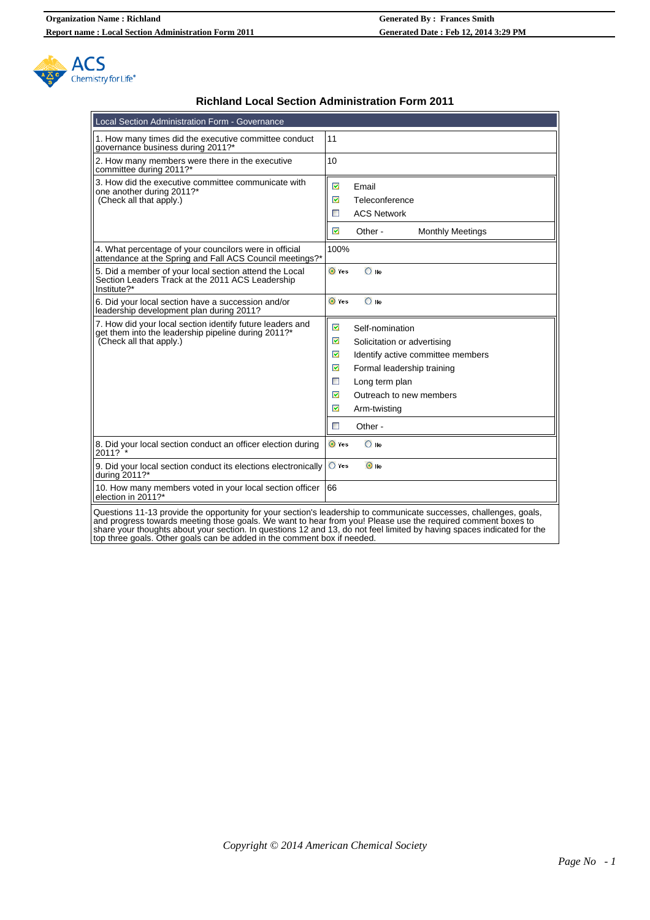Organization Name : Richland
Report name : Local Section Administration Form 2011

Generated By : Frances Smith
Generated Date : Feb 12, 2014 3:29 PM

# Richland Local Section Administration Form 2011

| Local Section Administration Form - Governance | |
|---|---|
| 1. How many times did the executive committee conduct governance business during 2011?* | 11 |
| 2. How many members were there in the executive committee during 2011?* | 10 |
| 3. How did the executive committee communicate with one another during 2011?* (Check all that apply.) | ☑ Email<br>☑ Teleconference<br>☐ ACS Network<br>☑ Other - Monthly Meetings |
| 4. What percentage of your councilors were in official attendance at the Spring and Fall ACS Council meetings?* | 100% |
| 5. Did a member of your local section attend the Local Section Leaders Track at the 2011 ACS Leadership Institute?* | ◉ Yes ○ No |
| 6. Did your local section have a succession and/or leadership development plan during 2011? | ◉ Yes ○ No |
| 7. How did your local section identify future leaders and get them into the leadership pipeline during 2011?* (Check all that apply.) | ☑ Self-nomination<br>☑ Solicitation or advertising<br>☑ Identify active committee members<br>☑ Formal leadership training<br>☐ Long term plan<br>☑ Outreach to new members<br>☑ Arm-twisting<br>☐ Other - |
| 8. Did your local section conduct an officer election during 2011? * | ◉ Yes ○ No |
| 9. Did your local section conduct its elections electronically during 2011?* | ○ Yes ◉ No |
| 10. How many members voted in your local section officer election in 2011?* | 66 |

Questions 11-13 provide the opportunity for your section's leadership to communicate successes, challenges, goals, and progress towards meeting those goals. We want to hear from you! Please use the required comment boxes to share your thoughts about your section. In questions 12 and 13, do not feel limited by having spaces indicated for the top three goals. Other goals can be added in the comment box if needed.

*Copyright © 2014 American Chemical Society*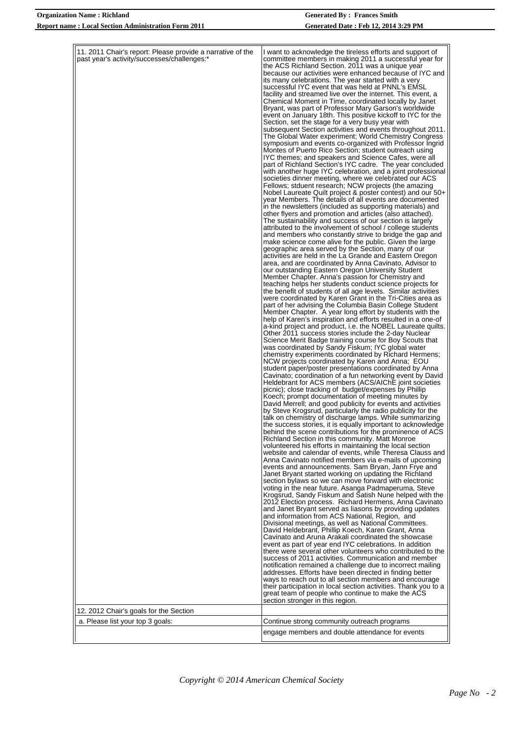| | |
|---|---|
| 11. 2011 Chair's report: Please provide a narrative of the past year's activity/successes/challenges:* | I want to acknowledge the tireless efforts and support of committee members in making 2011 a successful year for the ACS Richland Section. 2011 was a unique year because our activities were enhanced because of IYC and its many celebrations. The year started with a very successful IYC event that was held at PNNL's EMSL facility and streamed live over the internet. This event, a Chemical Moment in Time, coordinated locally by Janet Bryant, was part of Professor Mary Garson's worldwide event on January 18th. This positive kickoff to IYC for the Section, set the stage for a very busy year with subsequent Section activities and events throughout 2011. The Global Water experiment; World Chemistry Congress symposium and events co-organized with Professor Ingrid Montes of Puerto Rico Section; student outreach using IYC themes; and speakers and Science Cafes, were all part of Richland Section's IYC cadre. The year concluded with another huge IYC celebration, and a joint professional societies dinner meeting, where we celebrated our ACS Fellows; stduent research; NCW projects (the amazing Nobel Laureate Quilt project & poster contest) and our 50+ year Members. The details of all events are documented in the newsletters (included as supporting materials) and other flyers and promotion and articles (also attached). The sustainability and success of our section is largely attributed to the involvement of school / college students and members who constantly strive to bridge the gap and make science come alive for the public. Given the large geographic area served by the Section, many of our activities are held in the La Grande and Eastern Oregon area, and are coordinated by Anna Cavinato, Advisor to our outstanding Eastern Oregon University Student Member Chapter. Anna's passion for Chemistry and teaching helps her students conduct science projects for the benefit of students of all age levels. Similar activities were coordinated by Karen Grant in the Tri-Cities area as part of her advising the Columbia Basin College Student Member Chapter. A year long effort by students with the help of Karen's inspiration and efforts resulted in a one-of a-kind project and product, i.e. the NOBEL Laureate quilts. Other 2011 success stories include the 2-day Nuclear Science Merit Badge training course for Boy Scouts that was coordinated by Sandy Fiskum; IYC global water chemistry experiments coordinated by Richard Hermens; NCW projects coordinated by Karen and Anna; EOU student paper/poster presentations coordinated by Anna Cavinato; coordination of a fun networking event by David Heldebrant for ACS members (ACS/AIChE joint societies picnic); close tracking of budget/expenses by Phillip Koech; prompt documentation of meeting minutes by David Merrell; and good publicity for events and activities by Steve Krogsrud, particularly the radio publicity for the talk on chemistry of discharge lamps. While summarizing the success stories, it is equally important to acknowledge behind the scene contributions for the prominence of ACS Richland Section in this community. Matt Monroe volunteered his efforts in maintaining the local section website and calendar of events, while Theresa Clauss and Anna Cavinato notified members via e-mails of upcoming events and announcements. Sam Bryan, Jann Frye and Janet Bryant started working on updating the Richland section bylaws so we can move forward with electronic voting in the near future. Asanga Padmaperuma, Steve Krogsrud, Sandy Fiskum and Satish Nune helped with the 2012 Election process. Richard Hermens, Anna Cavinato and Janet Bryant served as liasons by providing updates and information from ACS National, Region, and Divisional meetings, as well as National Committees. David Heldebrant, Phillip Koech, Karen Grant, Anna Cavinato and Aruna Arakali coordinated the showcase event as part of year end IYC celebrations. In addition there were several other volunteers who contributed to the success of 2011 activities. Communication and member notification remained a challenge due to incorrect mailing addresses. Efforts have been directed in finding better ways to reach out to all section members and encourage their participation in local section activities. Thank you to a great team of people who continue to make the ACS section stronger in this region. |
| 12. 2012 Chair's goals for the Section | |
| a. Please list your top 3 goals: | Continue strong community outreach programs |
| | engage members and double attendance for events |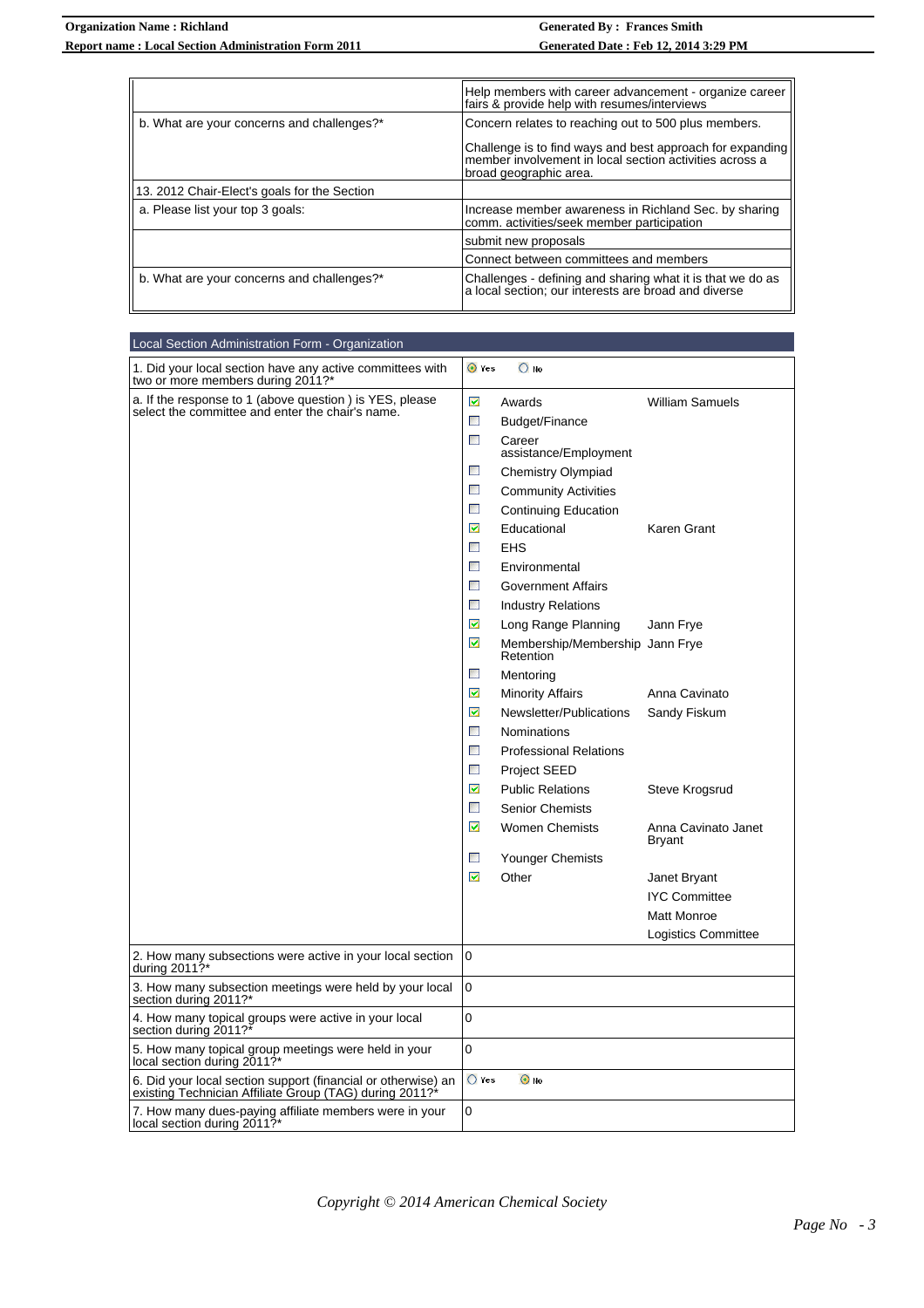| | |
|---|---|
| | Help members with career advancement - organize career fairs & provide help with resumes/interviews |
| b. What are your concerns and challenges?* | Concern relates to reaching out to 500 plus members.<br><br>Challenge is to find ways and best approach for expanding member involvement in local section activities across a broad geographic area. |
| 13. 2012 Chair-Elect's goals for the Section | |
| a. Please list your top 3 goals: | Increase member awareness in Richland Sec. by sharing comm. activities/seek member participation |
| | submit new proposals |
| | Connect between committees and members |
| b. What are your concerns and challenges?* | Challenges - defining and sharing what it is that we do as a local section; our interests are broad and diverse |

## Local Section Administration Form - Organization

| | | | |
|---|---|---|---|
| 1. Did your local section have any active committees with two or more members during 2011?* | ● Yes ○ No | | |
| a. If the response to 1 (above question ) is YES, please select the committee and enter the chair's name. | ☑ | Awards | William Samuels |
| | ☐ | Budget/Finance | |
| | ☐ | Career assistance/Employment | |
| | ☐ | Chemistry Olympiad | |
| | ☐ | Community Activities | |
| | ☐ | Continuing Education | |
| | ☑ | Educational | Karen Grant |
| | ☐ | EHS | |
| | ☐ | Environmental | |
| | ☐ | Government Affairs | |
| | ☐ | Industry Relations | |
| | ☑ | Long Range Planning | Jann Frye |
| | ☑ | Membership/Membership Retention | Jann Frye |
| | ☐ | Mentoring | |
| | ☑ | Minority Affairs | Anna Cavinato |
| | ☑ | Newsletter/Publications | Sandy Fiskum |
| | ☐ | Nominations | |
| | ☐ | Professional Relations | |
| | ☐ | Project SEED | |
| | ☑ | Public Relations | Steve Krogsrud |
| | ☐ | Senior Chemists | |
| | ☑ | Women Chemists | Anna Cavinato Janet Bryant |
| | ☐ | Younger Chemists | |
| | ☑ | Other | Janet Bryant |
| | | | IYC Committee |
| | | | Matt Monroe |
| | | | Logistics Committee |
| 2. How many subsections were active in your local section during 2011?* | 0 | | |
| 3. How many subsection meetings were held by your local section during 2011?* | 0 | | |
| 4. How many topical groups were active in your local section during 2011?* | 0 | | |
| 5. How many topical group meetings were held in your local section during 2011?* | 0 | | |
| 6. Did your local section support (financial or otherwise) an existing Technician Affiliate Group (TAG) during 2011?* | ○ Yes ● No | | |
| 7. How many dues-paying affiliate members were in your local section during 2011?* | 0 | | |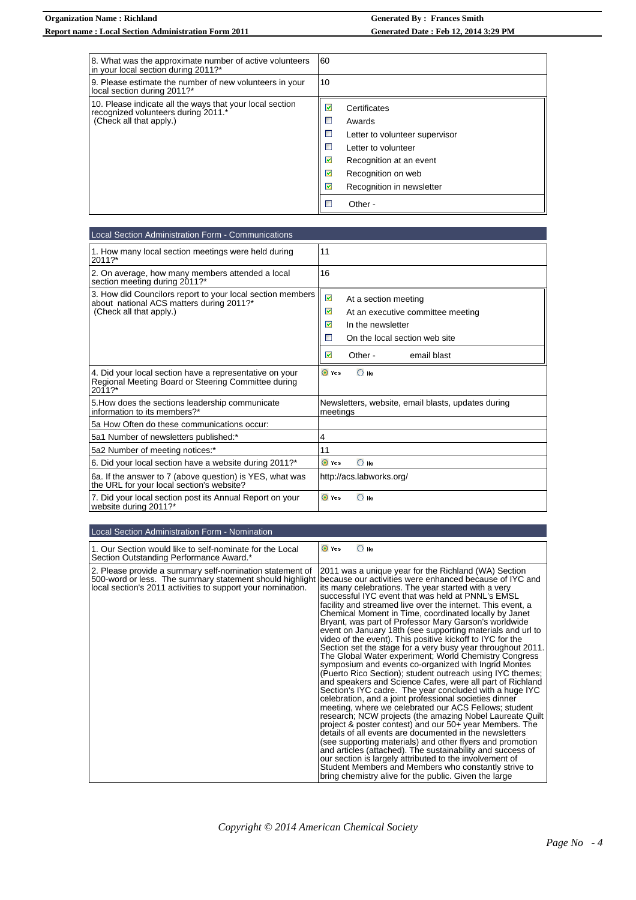| | |
|---|---|
| 8. What was the approximate number of active volunteers in your local section during 2011?* | 60 |
| 9. Please estimate the number of new volunteers in your local section during 2011?* | 10 |
| 10. Please indicate all the ways that your local section recognized volunteers during 2011.* (Check all that apply.) | ☑ Certificates<br>☐ Awards<br>☐ Letter to volunteer supervisor<br>☐ Letter to volunteer<br>☑ Recognition at an event<br>☑ Recognition on web<br>☑ Recognition in newsletter<br>☐ Other - |

## Local Section Administration Form - Communications

| | |
|---|---|
| 1. How many local section meetings were held during 2011?* | 11 |
| 2. On average, how many members attended a local section meeting during 2011?* | 16 |
| 3. How did Councilors report to your local section members about national ACS matters during 2011?* (Check all that apply.) | ☑ At a section meeting<br>☑ At an executive committee meeting<br>☑ In the newsletter<br>☐ On the local section web site<br>☑ Other - email blast |
| 4. Did your local section have a representative on your Regional Meeting Board or Steering Committee during 2011?* | ◉ Yes ○ No |
| 5.How does the sections leadership communicate information to its members?* | Newsletters, website, email blasts, updates during meetings |
| 5a How Often do these communications occur: | |
| 5a1 Number of newsletters published:* | 4 |
| 5a2 Number of meeting notices:* | 11 |
| 6. Did your local section have a website during 2011?* | ◉ Yes ○ No |
| 6a. If the answer to 7 (above question) is YES, what was the URL for your local section's website? | http://acs.labworks.org/ |
| 7. Did your local section post its Annual Report on your website during 2011?* | ◉ Yes ○ No |

## Local Section Administration Form - Nomination

| | |
|---|---|
| 1. Our Section would like to self-nominate for the Local Section Outstanding Performance Award.* | ◉ Yes ○ No |
| 2. Please provide a summary self-nomination statement of 500-word or less. The summary statement should highlight local section's 2011 activities to support your nomination. | 2011 was a unique year for the Richland (WA) Section because our activities were enhanced because of IYC and its many celebrations. The year started with a very successful IYC event that was held at PNNL's EMSL facility and streamed live over the internet. This event, a Chemical Moment in Time, coordinated locally by Janet Bryant, was part of Professor Mary Garson's worldwide event on January 18th (see supporting materials and url to video of the event). This positive kickoff to IYC for the Section set the stage for a very busy year throughout 2011. The Global Water experiment; World Chemistry Congress symposium and events co-organized with Ingrid Montes (Puerto Rico Section); student outreach using IYC themes; and speakers and Science Cafes, were all part of Richland Section's IYC cadre. The year concluded with a huge IYC celebration, and a joint professional societies dinner meeting, where we celebrated our ACS Fellows; student research; NCW projects (the amazing Nobel Laureate Quilt project & poster contest) and our 50+ year Members. The details of all events are documented in the newsletters (see supporting materials) and other flyers and promotion and articles (attached). The sustainability and success of our section is largely attributed to the involvement of Student Members and Members who constantly strive to bring chemistry alive for the public. Given the large |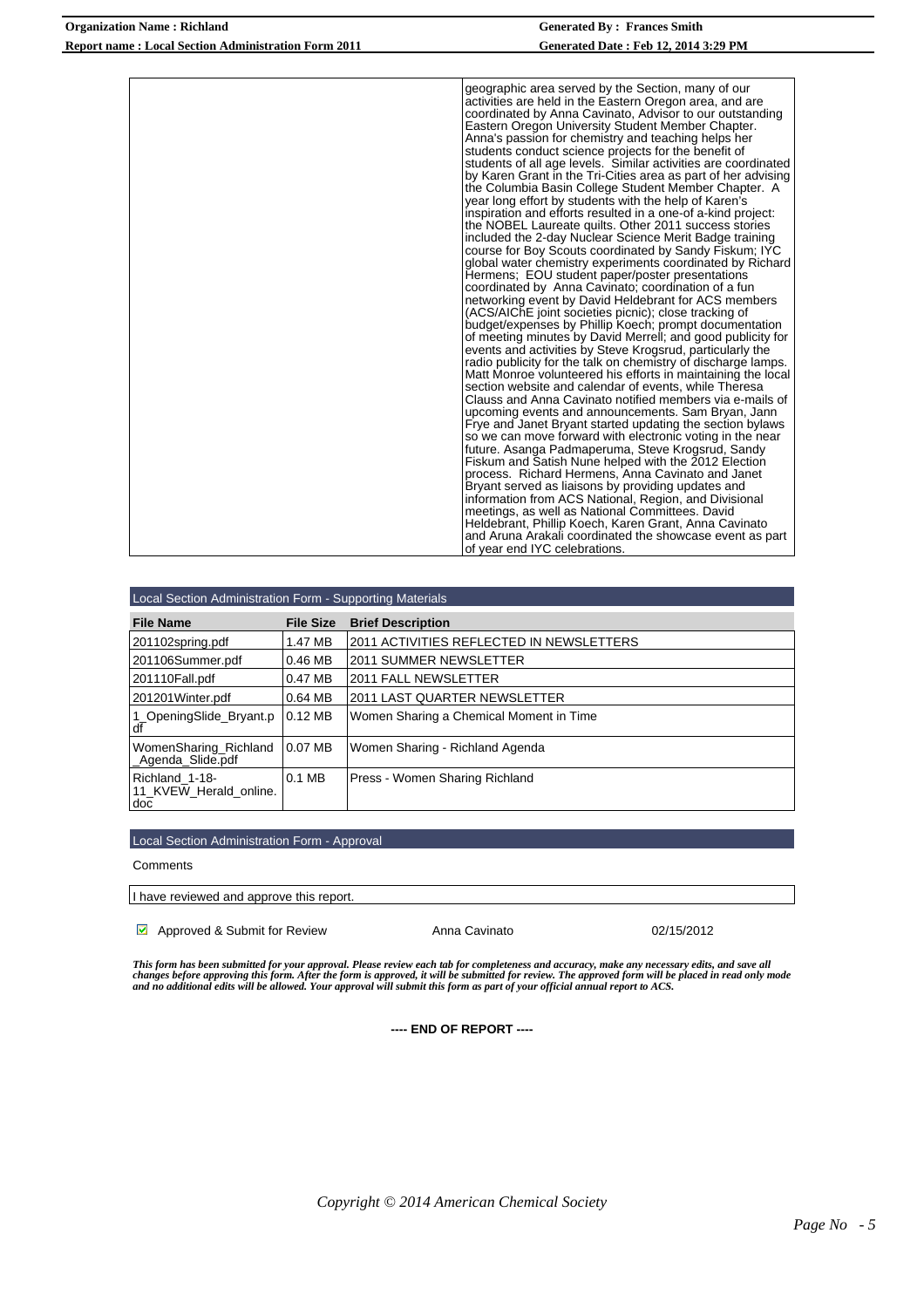| | |
|---|---|
| | geographic area served by the Section, many of our activities are held in the Eastern Oregon area, and are coordinated by Anna Cavinato, Advisor to our outstanding Eastern Oregon University Student Member Chapter. Anna's passion for chemistry and teaching helps her students conduct science projects for the benefit of students of all age levels. Similar activities are coordinated by Karen Grant in the Tri-Cities area as part of her advising the Columbia Basin College Student Member Chapter. A year long effort by students with the help of Karen's inspiration and efforts resulted in a one-of a-kind project: the NOBEL Laureate quilts. Other 2011 success stories included the 2-day Nuclear Science Merit Badge training course for Boy Scouts coordinated by Sandy Fiskum; IYC global water chemistry experiments coordinated by Richard Hermens; EOU student paper/poster presentations coordinated by Anna Cavinato; coordination of a fun networking event by David Heldebrant for ACS members (ACS/AIChE joint societies picnic); close tracking of budget/expenses by Phillip Koech; prompt documentation of meeting minutes by David Merrell; and good publicity for events and activities by Steve Krogsrud, particularly the radio publicity for the talk on chemistry of discharge lamps. Matt Monroe volunteered his efforts in maintaining the local section website and calendar of events, while Theresa Clauss and Anna Cavinato notified members via e-mails of upcoming events and announcements. Sam Bryan, Jann Frye and Janet Bryant started updating the section bylaws so we can move forward with electronic voting in the near future. Asanga Padmaperuma, Steve Krogsrud, Sandy Fiskum and Satish Nune helped with the 2012 Election process. Richard Hermens, Anna Cavinato and Janet Bryant served as liaisons by providing updates and information from ACS National, Region, and Divisional meetings, as well as National Committees. David Heldebrant, Phillip Koech, Karen Grant, Anna Cavinato and Aruna Arakali coordinated the showcase event as part of year end IYC celebrations. |

## Local Section Administration Form - Supporting Materials

| File Name | File Size | Brief Description |
|---|---|---|
| 201102spring.pdf | 1.47 MB | 2011 ACTIVITIES REFLECTED IN NEWSLETTERS |
| 201106Summer.pdf | 0.46 MB | 2011 SUMMER NEWSLETTER |
| 201110Fall.pdf | 0.47 MB | 2011 FALL NEWSLETTER |
| 201201Winter.pdf | 0.64 MB | 2011 LAST QUARTER NEWSLETTER |
| 1_OpeningSlide_Bryant.pdf | 0.12 MB | Women Sharing a Chemical Moment in Time |
| WomenSharing_Richland_Agenda_Slide.pdf | 0.07 MB | Women Sharing - Richland Agenda |
| Richland_1-18-11_KVEW_Herald_online.doc | 0.1 MB | Press - Women Sharing Richland |

## Local Section Administration Form - Approval

Comments

I have reviewed and approve this report.

☑ Approved & Submit for Review Anna Cavinato 02/15/2012

*This form has been submitted for your approval. Please review each tab for completeness and accuracy, make any necessary edits, and save all changes before approving this form. After the form is approved, it will be submitted for review. The approved form will be placed in read only mode and no additional edits will be allowed. Your approval will submit this form as part of your official annual report to ACS.*

**---- END OF REPORT ----**